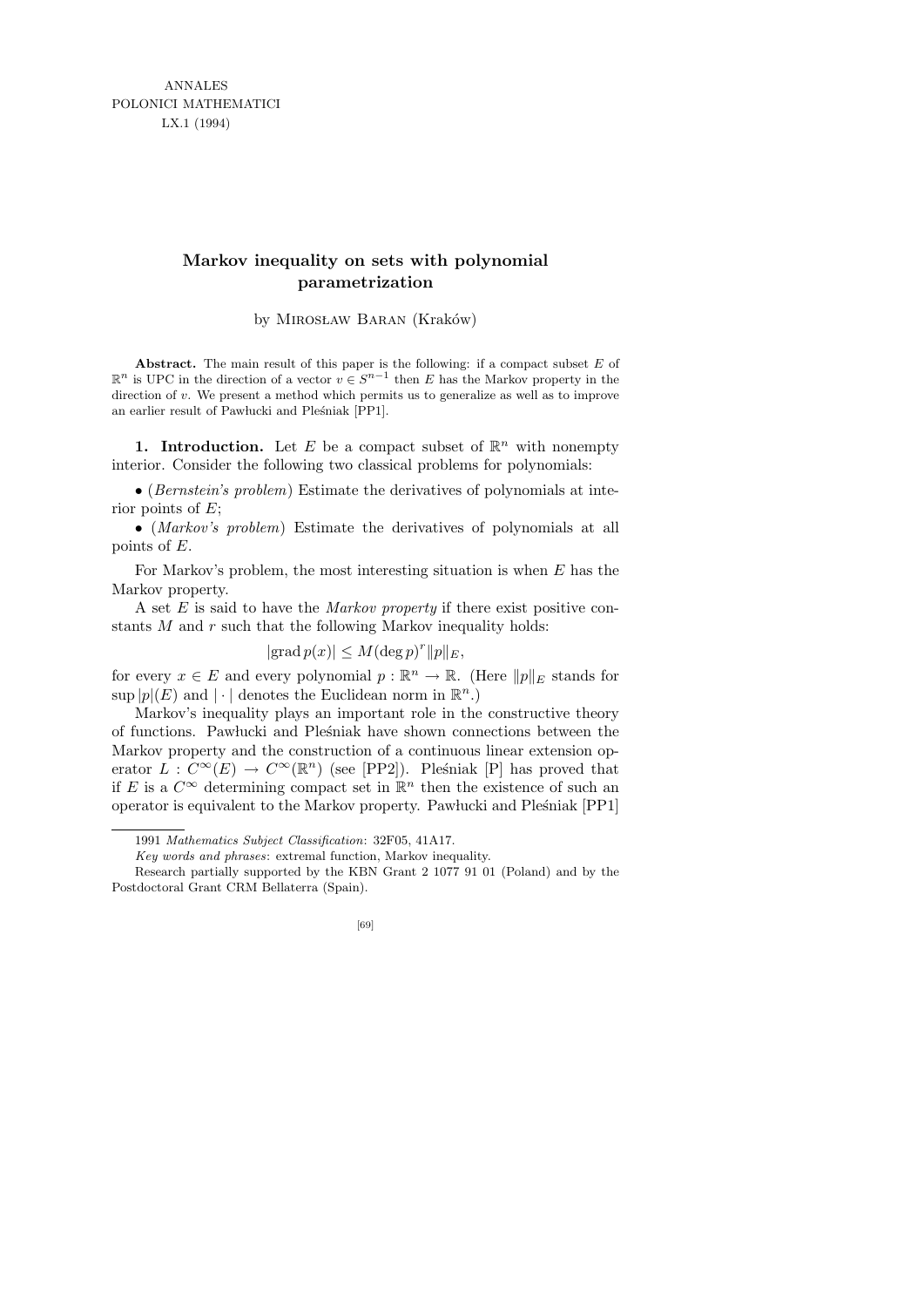# Markov inequality on sets with polynomial parametrization

by Mirosław Baran (Kraków)

**Abstract.** The main result of this paper is the following: if a compact subset $E$ of $\mathbb{R}^n$ is UPC in the direction of a vector $v \in S^{n-1}$ then $E$ has the Markov property in the direction of $v$. We present a method which permits us to generalize as well as to improve an earlier result of Pawłucki and Pleśniak [PP1].

## 1. Introduction.

Let $E$ be a compact subset of $\mathbb{R}^n$ with nonempty interior. Consider the following two classical problems for polynomials:

- (*Bernstein's problem*) Estimate the derivatives of polynomials at interior points of $E$;
- (*Markov's problem*) Estimate the derivatives of polynomials at all points of $E$.

For Markov's problem, the most interesting situation is when $E$ has the Markov property.

A set $E$ is said to have the *Markov property* if there exist positive constants $M$ and $r$ such that the following Markov inequality holds:

$$|\operatorname{grad} p(x)| \leq M(\deg p)^r \|p\|_E,$$

for every $x \in E$ and every polynomial $p : \mathbb{R}^n \to \mathbb{R}$. (Here $\|p\|_E$ stands for $\sup |p|(E)$ and $|\cdot|$ denotes the Euclidean norm in $\mathbb{R}^n$.)

Markov's inequality plays an important role in the constructive theory of functions. Pawłucki and Pleśniak have shown connections between the Markov property and the construction of a continuous linear extension operator $L : C^\infty(E) \to C^\infty(\mathbb{R}^n)$ (see [PP2]). Pleśniak [P] has proved that if $E$ is a $C^\infty$ determining compact set in $\mathbb{R}^n$ then the existence of such an operator is equivalent to the Markov property. Pawłucki and Pleśniak [PP1]

---

1991 *Mathematics Subject Classification*: 32F05, 41A17.

*Key words and phrases*: extremal function, Markov inequality.

Research partially supported by the KBN Grant 2 1077 91 01 (Poland) and by the Postdoctoral Grant CRM Bellaterra (Spain).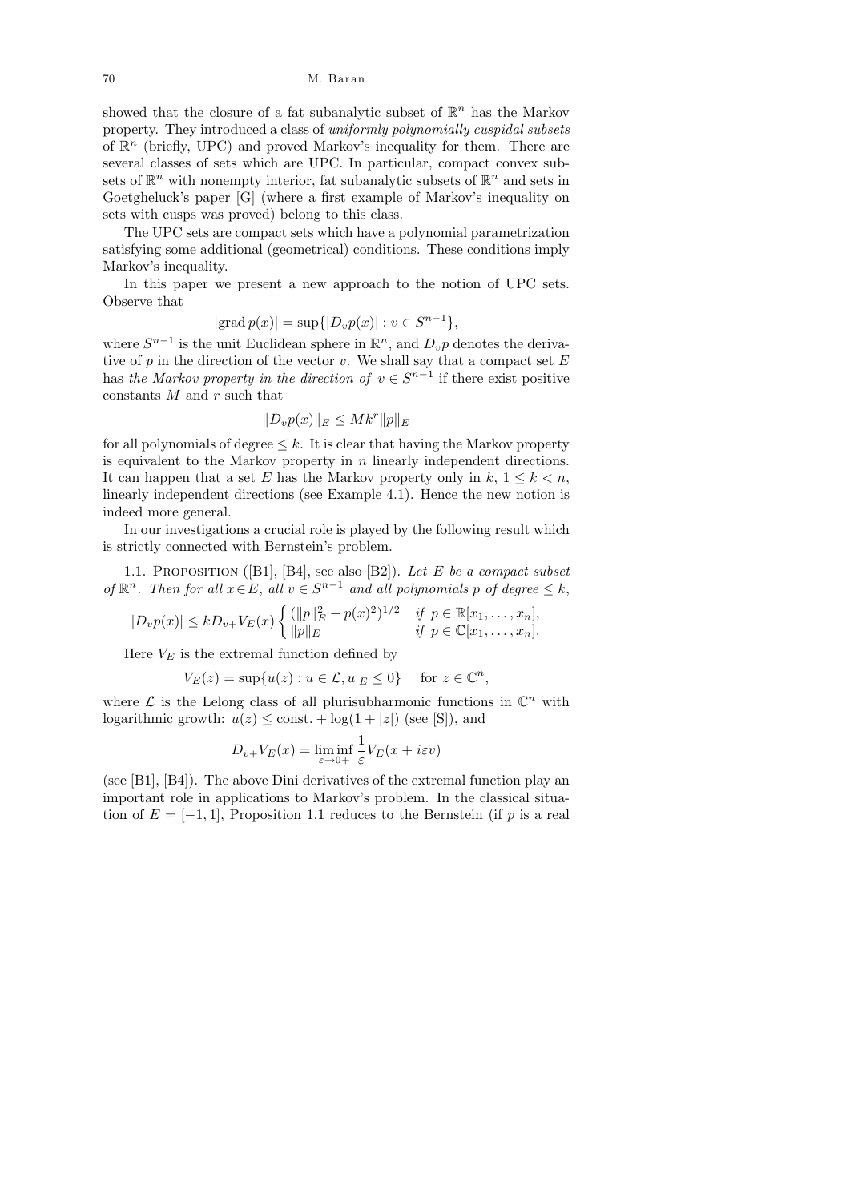showed that the closure of a fat subanalytic subset of $\mathbb{R}^n$ has the Markov property. They introduced a class of *uniformly polynomially cuspidal subsets* of $\mathbb{R}^n$ (briefly, UPC) and proved Markov's inequality for them. There are several classes of sets which are UPC. In particular, compact convex subsets of $\mathbb{R}^n$ with nonempty interior, fat subanalytic subsets of $\mathbb{R}^n$ and sets in Goetgheluck's paper [G] (where a first example of Markov's inequality on sets with cusps was proved) belong to this class.

The UPC sets are compact sets which have a polynomial parametrization satisfying some additional (geometrical) conditions. These conditions imply Markov's inequality.

In this paper we present a new approach to the notion of UPC sets. Observe that

$$|\operatorname{grad} p(x)| = \sup\{|D_v p(x)| : v \in S^{n-1}\},$$

where $S^{n-1}$ is the unit Euclidean sphere in $\mathbb{R}^n$, and $D_v p$ denotes the derivative of $p$ in the direction of the vector $v$. We shall say that a compact set $E$ has *the Markov property in the direction of* $v \in S^{n-1}$ if there exist positive constants $M$ and $r$ such that

$$\|D_v p(x)\|_E \le M k^r \|p\|_E$$

for all polynomials of degree $\le k$. It is clear that having the Markov property is equivalent to the Markov property in $n$ linearly independent directions. It can happen that a set $E$ has the Markov property only in $k$, $1 \le k < n$, linearly independent directions (see Example 4.1). Hence the new notion is indeed more general.

In our investigations a crucial role is played by the following result which is strictly connected with Bernstein's problem.

1.1. Proposition ([B1], [B4], see also [B2]). *Let $E$ be a compact subset of $\mathbb{R}^n$. Then for all $x \in E$, all $v \in S^{n-1}$ and all polynomials $p$ of degree $\le k$,*

$$|D_v p(x)| \le k D_{v+} V_E(x) \begin{cases} (\|p\|_E^2 - p(x)^2)^{1/2} & \text{if } p \in \mathbb{R}[x_1, \ldots, x_n], \\ \|p\|_E & \text{if } p \in \mathbb{C}[x_1, \ldots, x_n]. \end{cases}$$

Here $V_E$ is the extremal function defined by

$$V_E(z) = \sup\{u(z) : u \in \mathcal{L}, u_{|E} \le 0\} \quad \text{for } z \in \mathbb{C}^n,$$

where $\mathcal{L}$ is the Lelong class of all plurisubharmonic functions in $\mathbb{C}^n$ with logarithmic growth: $u(z) \le \text{const.} + \log(1 + |z|)$ (see [S]), and

$$D_{v+} V_E(x) = \liminf_{\varepsilon \to 0+} \frac{1}{\varepsilon} V_E(x + i\varepsilon v)$$

(see [B1], [B4]). The above Dini derivatives of the extremal function play an important role in applications to Markov's problem. In the classical situation of $E = [-1, 1]$, Proposition 1.1 reduces to the Bernstein (if $p$ is a real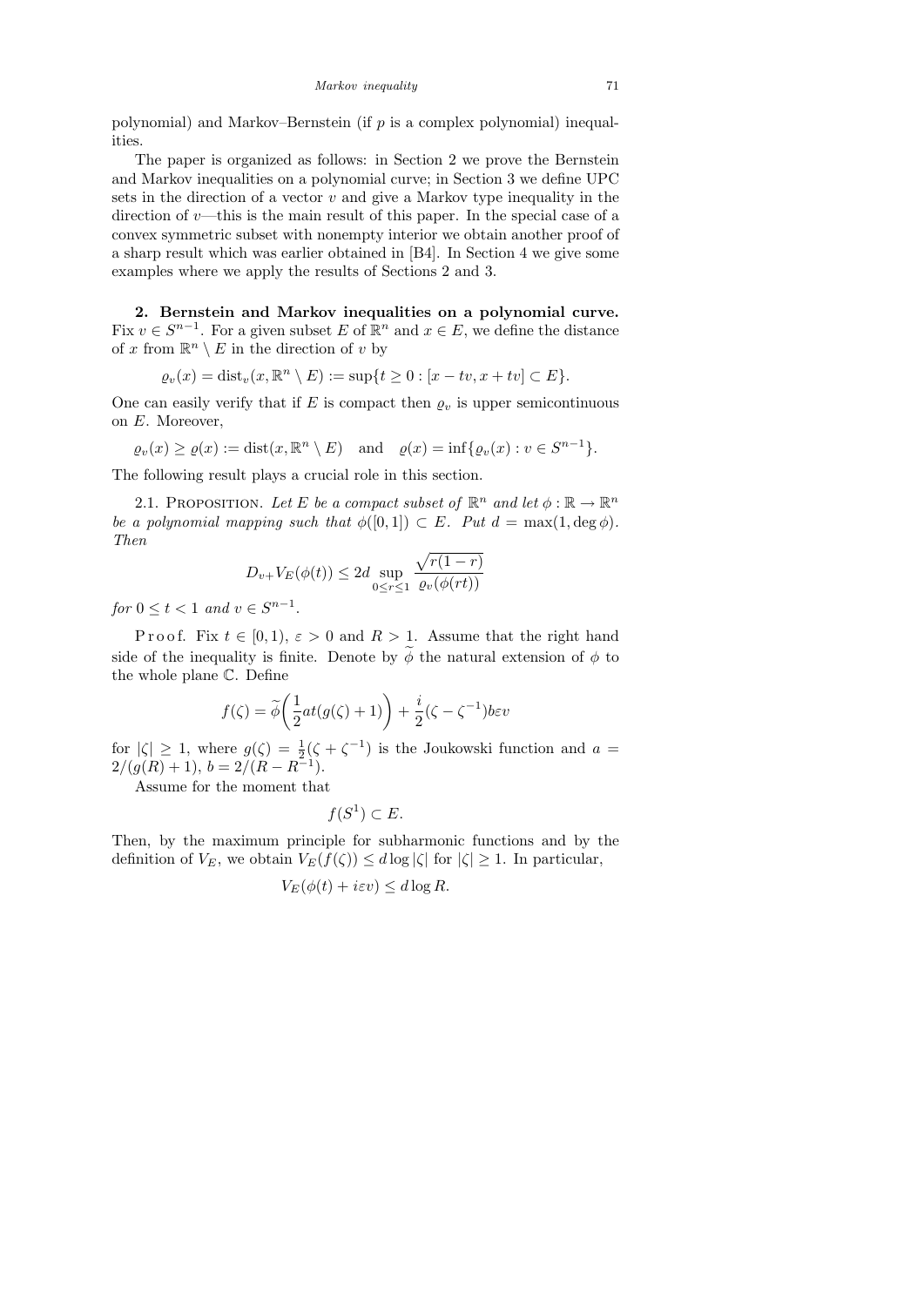polynomial) and Markov–Bernstein (if $p$ is a complex polynomial) inequalities.

The paper is organized as follows: in Section 2 we prove the Bernstein and Markov inequalities on a polynomial curve; in Section 3 we define UPC sets in the direction of a vector $v$ and give a Markov type inequality in the direction of $v$—this is the main result of this paper. In the special case of a convex symmetric subset with nonempty interior we obtain another proof of a sharp result which was earlier obtained in [B4]. In Section 4 we give some examples where we apply the results of Sections 2 and 3.

## 2. Bernstein and Markov inequalities on a polynomial curve.

Fix $v \in S^{n-1}$. For a given subset $E$ of $\mathbb{R}^n$ and $x \in E$, we define the distance of $x$ from $\mathbb{R}^n \setminus E$ in the direction of $v$ by

$$\varrho_v(x) = \operatorname{dist}_v(x, \mathbb{R}^n \setminus E) := \sup\{t \geq 0 : [x - tv, x + tv] \subset E\}.$$

One can easily verify that if $E$ is compact then $\varrho_v$ is upper semicontinuous on $E$. Moreover,

$$\varrho_v(x) \geq \varrho(x) := \operatorname{dist}(x, \mathbb{R}^n \setminus E) \quad \text{and} \quad \varrho(x) = \inf\{\varrho_v(x) : v \in S^{n-1}\}.$$

The following result plays a crucial role in this section.

2.1. Proposition. *Let $E$ be a compact subset of $\mathbb{R}^n$ and let $\phi : \mathbb{R} \to \mathbb{R}^n$ be a polynomial mapping such that $\phi([0,1]) \subset E$. Put $d = \max(1, \deg \phi)$. Then*

$$D_{v+} V_E(\phi(t)) \leq 2d \sup_{0 \leq r \leq 1} \frac{\sqrt{r(1-r)}}{\varrho_v(\phi(rt))}$$

*for $0 \leq t < 1$ and $v \in S^{n-1}$.*

Proof. Fix $t \in [0,1)$, $\varepsilon > 0$ and $R > 1$. Assume that the right hand side of the inequality is finite. Denote by $\widetilde{\phi}$ the natural extension of $\phi$ to the whole plane $\mathbb{C}$. Define

$$f(\zeta) = \widetilde{\phi}\left(\frac{1}{2} at(g(\zeta) + 1)\right) + \frac{i}{2}(\zeta - \zeta^{-1}) b\varepsilon v$$

for $|\zeta| \geq 1$, where $g(\zeta) = \frac{1}{2}(\zeta + \zeta^{-1})$ is the Joukowski function and $a = 2/(g(R) + 1)$, $b = 2/(R - R^{-1})$.

Assume for the moment that

$$f(S^1) \subset E.$$

Then, by the maximum principle for subharmonic functions and by the definition of $V_E$, we obtain $V_E(f(\zeta)) \leq d \log |\zeta|$ for $|\zeta| \geq 1$. In particular,

$$V_E(\phi(t) + i\varepsilon v) \leq d \log R.$$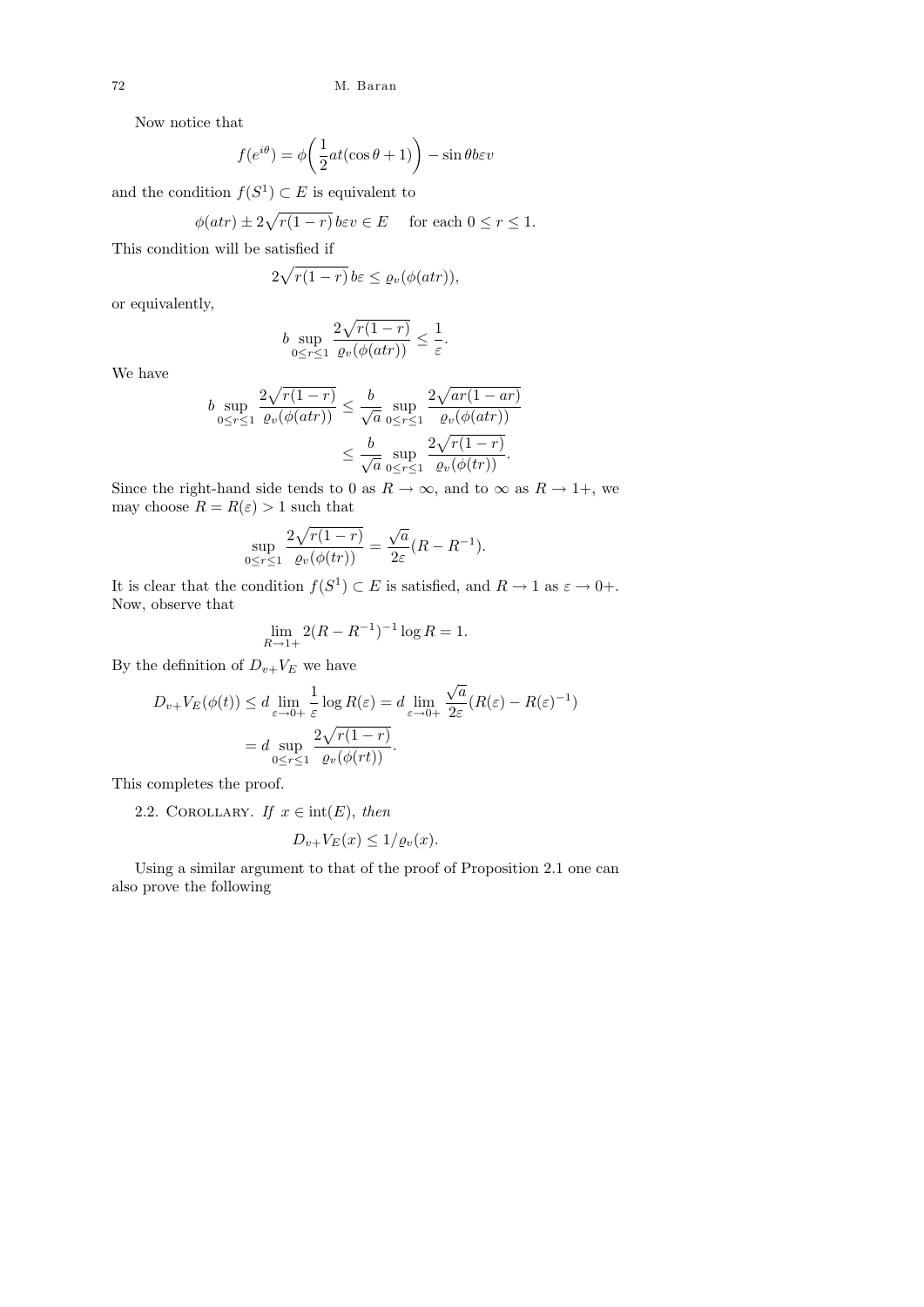Now notice that

$$f(e^{i\theta}) = \phi\bigg(\frac{1}{2}at(\cos\theta + 1)\bigg) - \sin\theta b\varepsilon v$$

and the condition $f(S^1) \subset E$ is equivalent to

$$\phi(atr) \pm 2\sqrt{r(1-r)}\, b\varepsilon v \in E \quad \text{ for each } 0 \le r \le 1.$$

This condition will be satisfied if

$$2\sqrt{r(1-r)}\, b\varepsilon \le \varrho_v(\phi(atr)),$$

or equivalently,

$$b \sup_{0\le r\le 1} \frac{2\sqrt{r(1-r)}}{\varrho_v(\phi(atr))} \le \frac{1}{\varepsilon}.$$

We have

$$\begin{aligned} b \sup_{0\le r\le 1} \frac{2\sqrt{r(1-r)}}{\varrho_v(\phi(atr))} &\le \frac{b}{\sqrt{a}} \sup_{0\le r\le 1} \frac{2\sqrt{ar(1-ar)}}{\varrho_v(\phi(atr))} \\ &\le \frac{b}{\sqrt{a}} \sup_{0\le r\le 1} \frac{2\sqrt{r(1-r)}}{\varrho_v(\phi(tr))}. \end{aligned}$$

Since the right-hand side tends to 0 as $R \to \infty$, and to $\infty$ as $R \to 1+$, we may choose $R = R(\varepsilon) > 1$ such that

$$\sup_{0\le r\le 1} \frac{2\sqrt{r(1-r)}}{\varrho_v(\phi(tr))} = \frac{\sqrt{a}}{2\varepsilon}(R - R^{-1}).$$

It is clear that the condition $f(S^1) \subset E$ is satisfied, and $R \to 1$ as $\varepsilon \to 0+$. Now, observe that

$$\lim_{R\to 1+} 2(R - R^{-1})^{-1} \log R = 1.$$

By the definition of $D_{v+}V_E$ we have

$$\begin{aligned} D_{v+}V_E(\phi(t)) &\le d \lim_{\varepsilon\to 0+} \frac{1}{\varepsilon} \log R(\varepsilon) = d \lim_{\varepsilon\to 0+} \frac{\sqrt{a}}{2\varepsilon}(R(\varepsilon) - R(\varepsilon)^{-1}) \\ &= d \sup_{0\le r\le 1} \frac{2\sqrt{r(1-r)}}{\varrho_v(\phi(rt))}. \end{aligned}$$

This completes the proof.

2.2. Corollary. *If $x \in \operatorname{int}(E)$, then*

$$D_{v+}V_E(x) \le 1/\varrho_v(x).$$

Using a similar argument to that of the proof of Proposition 2.1 one can also prove the following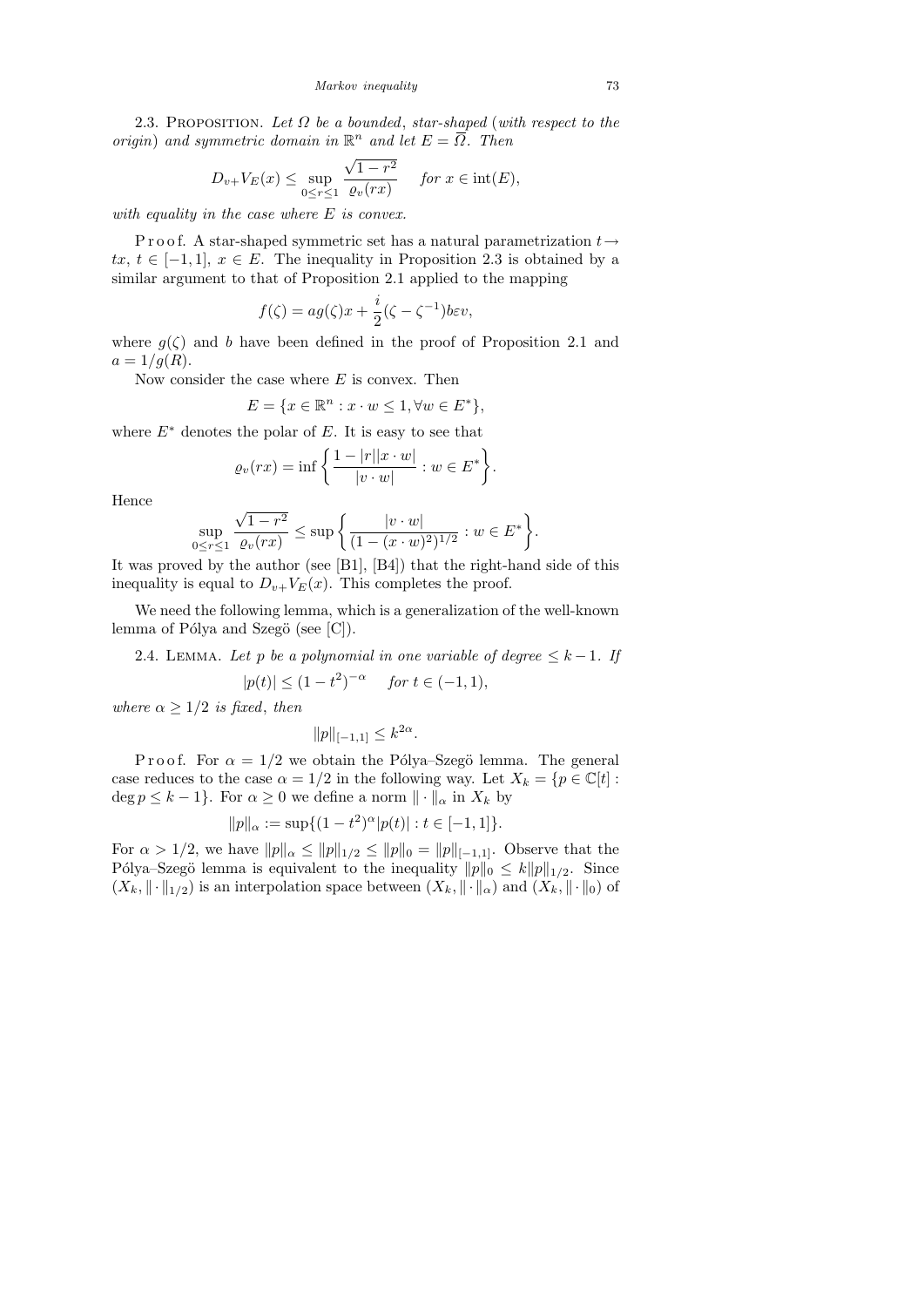2.3. Proposition. *Let $\Omega$ be a bounded, star-shaped (with respect to the origin) and symmetric domain in $\mathbb{R}^n$ and let $E = \overline{\Omega}$. Then*

$$D_{v+}V_E(x) \le \sup_{0\le r\le 1} \frac{\sqrt{1-r^2}}{\varrho_v(rx)} \quad \text{for } x \in \operatorname{int}(E),$$

*with equality in the case where $E$ is convex.*

Proof. A star-shaped symmetric set has a natural parametrization $t \to tx$, $t \in [-1,1]$, $x \in E$. The inequality in Proposition 2.3 is obtained by a similar argument to that of Proposition 2.1 applied to the mapping

$$f(\zeta) = ag(\zeta)x + \frac{i}{2}(\zeta - \zeta^{-1})b\varepsilon v,$$

where $g(\zeta)$ and $b$ have been defined in the proof of Proposition 2.1 and $a = 1/g(R)$.

Now consider the case where $E$ is convex. Then

$$E = \{x \in \mathbb{R}^n : x \cdot w \le 1, \forall w \in E^*\},$$

where $E^*$ denotes the polar of $E$. It is easy to see that

$$\varrho_v(rx) = \inf\left\{\frac{1-|r||x\cdot w|}{|v\cdot w|} : w \in E^*\right\}.$$

Hence

$$\sup_{0\le r\le 1} \frac{\sqrt{1-r^2}}{\varrho_v(rax)} \le \sup\left\{\frac{|v\cdot w|}{(1-(x\cdot w)^2)^{1/2}} : w \in E^*\right\}.$$

It was proved by the author (see [B1], [B4]) that the right-hand side of this inequality is equal to $D_{v+}V_E(x)$. This completes the proof.

We need the following lemma, which is a generalization of the well-known lemma of Pólya and Szegö (see [C]).

2.4. Lemma. *Let $p$ be a polynomial in one variable of degree $\le k-1$. If*

$$|p(t)| \le (1-t^2)^{-\alpha} \quad \text{for } t \in (-1,1),$$

*where $\alpha \ge 1/2$ is fixed, then*

$$\|p\|_{[-1,1]} \le k^{2\alpha}.$$

Proof. For $\alpha = 1/2$ we obtain the Pólya–Szegö lemma. The general case reduces to the case $\alpha = 1/2$ in the following way. Let $X_k = \{p \in \mathbb{C}[t] : \deg p \le k-1\}$. For $\alpha \ge 0$ we define a norm $\|\cdot\|_\alpha$ in $X_k$ by

$$\|p\|_\alpha := \sup\{(1-t^2)^\alpha |p(t)| : t \in [-1,1]\}.$$

For $\alpha > 1/2$, we have $\|p\|_\alpha \le \|p\|_{1/2} \le \|p\|_0 = \|p\|_{[-1,1]}$. Observe that the Pólya–Szegö lemma is equivalent to the inequality $\|p\|_0 \le k\|p\|_{1/2}$. Since $(X_k, \|\cdot\|_{1/2})$ is an interpolation space between $(X_k, \|\cdot\|_\alpha)$ and $(X_k, \|\cdot\|_0)$ of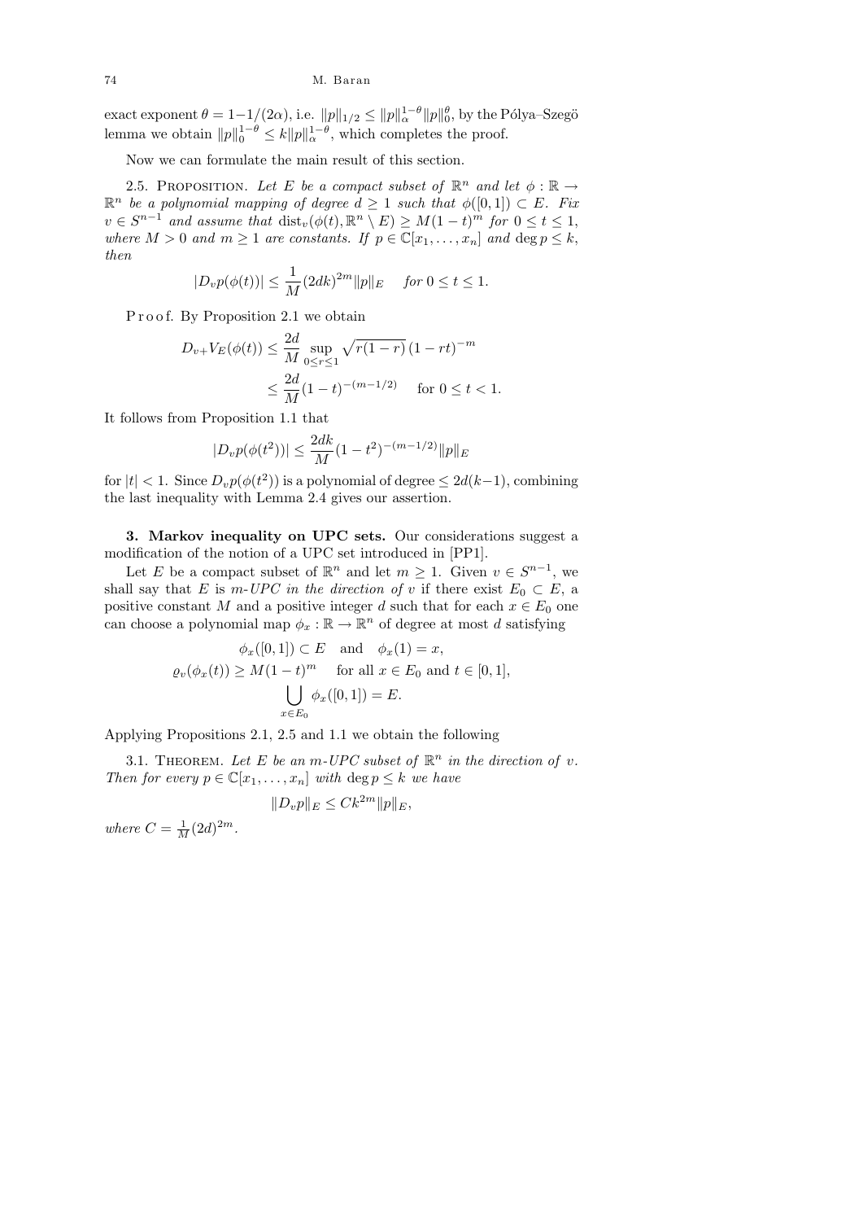exact exponent $\theta = 1 - 1/(2\alpha)$, i.e. $\|p\|_{1/2} \le \|p\|_\alpha^{1-\theta}\|p\|_0^\theta$, by the Pólya–Szegö lemma we obtain $\|p\|_0^{1-\theta} \le k\|p\|_\alpha^{1-\theta}$, which completes the proof.

Now we can formulate the main result of this section.

2.5. Proposition. *Let $E$ be a compact subset of $\mathbb{R}^n$ and let $\phi : \mathbb{R} \to \mathbb{R}^n$ be a polynomial mapping of degree $d \ge 1$ such that $\phi([0,1]) \subset E$. Fix $v \in S^{n-1}$ and assume that $\operatorname{dist}_v(\phi(t), \mathbb{R}^n \setminus E) \ge M(1-t)^m$ for $0 \le t \le 1$, where $M > 0$ and $m \ge 1$ are constants. If $p \in \mathbb{C}[x_1, \ldots, x_n]$ and $\deg p \le k$, then*

$$|D_v p(\phi(t))| \le \frac{1}{M}(2dk)^{2m}\|p\|_E \quad \text{for } 0 \le t \le 1.$$

Proof. By Proposition 2.1 we obtain

$$\begin{aligned} D_{v+}V_E(\phi(t)) &\le \frac{2d}{M}\sup_{0 \le r \le 1}\sqrt{r(1-r)}\,(1-rt)^{-m} \\ &\le \frac{2d}{M}(1-t)^{-(m-1/2)} \quad \text{for } 0 \le t < 1. \end{aligned}$$

It follows from Proposition 1.1 that

$$|D_v p(\phi(t^2))| \le \frac{2dk}{M}(1-t^2)^{-(m-1/2)}\|p\|_E$$

for $|t| < 1$. Since $D_v p(\phi(t^2))$ is a polynomial of degree $\le 2d(k-1)$, combining the last inequality with Lemma 2.4 gives our assertion.

**3. Markov inequality on UPC sets.** Our considerations suggest a modification of the notion of a UPC set introduced in [PP1].

Let $E$ be a compact subset of $\mathbb{R}^n$ and let $m \ge 1$. Given $v \in S^{n-1}$, we shall say that $E$ is *$m$-UPC in the direction of $v$* if there exist $E_0 \subset E$, a positive constant $M$ and a positive integer $d$ such that for each $x \in E_0$ one can choose a polynomial map $\phi_x : \mathbb{R} \to \mathbb{R}^n$ of degree at most $d$ satisfying

$$\begin{gathered} \phi_x([0,1]) \subset E \quad \text{and} \quad \phi_x(1) = x, \\ \varrho_v(\phi_x(t)) \ge M(1-t)^m \quad \text{for all } x \in E_0 \text{ and } t \in [0,1], \\ \bigcup_{x \in E_0} \phi_x([0,1]) = E. \end{gathered}$$

Applying Propositions 2.1, 2.5 and 1.1 we obtain the following

3.1. Theorem. *Let $E$ be an $m$-UPC subset of $\mathbb{R}^n$ in the direction of $v$. Then for every $p \in \mathbb{C}[x_1, \ldots, x_n]$ with $\deg p \le k$ we have*

$$\|D_v p\|_E \le Ck^{2m}\|p\|_E,$$

*where $C = \frac{1}{M}(2d)^{2m}$.*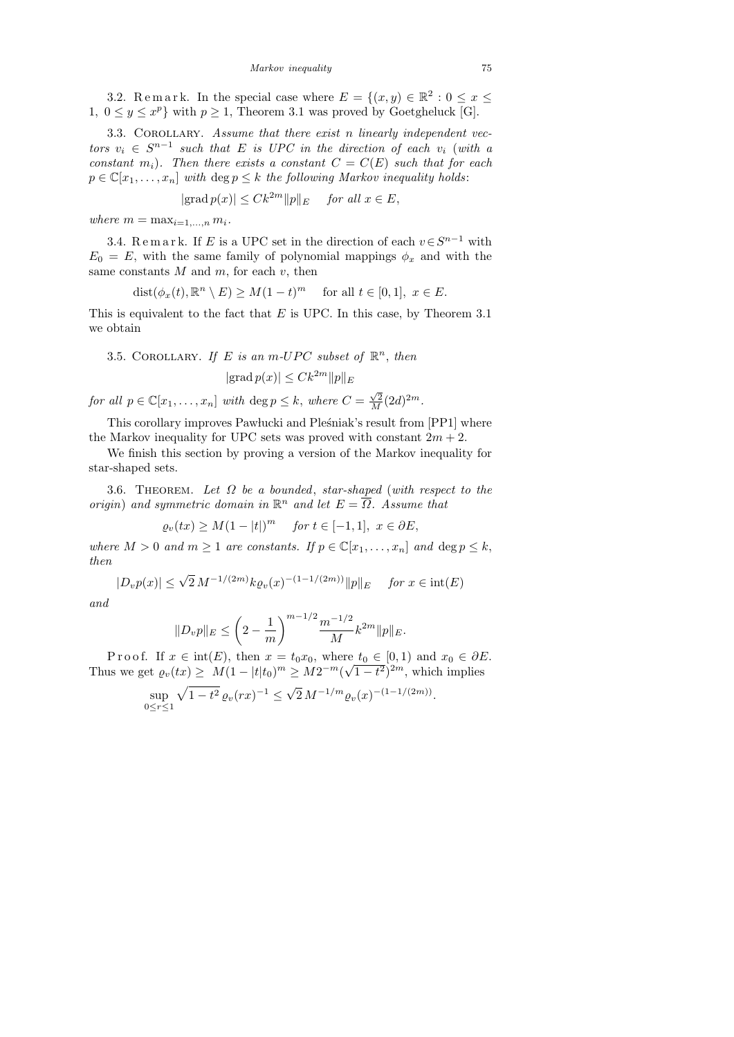3.2. Remark. In the special case where $E = \{(x,y) \in \mathbb{R}^2 : 0 \le x \le 1,\ 0 \le y \le x^p\}$ with $p \ge 1$, Theorem 3.1 was proved by Goetgheluck [G].

3.3. Corollary. *Assume that there exist $n$ linearly independent vectors $v_i \in S^{n-1}$ such that $E$ is UPC in the direction of each $v_i$ (with a constant $m_i$). Then there exists a constant $C = C(E)$ such that for each $p \in \mathbb{C}[x_1, \ldots, x_n]$ with $\deg p \le k$ the following Markov inequality holds*:

$$|\operatorname{grad} p(x)| \le Ck^{2m}\|p\|_E \quad \text{for all } x \in E,$$

*where $m = \max_{i=1,\ldots,n} m_i$.*

3.4. Remark. If $E$ is a UPC set in the direction of each $v \in S^{n-1}$ with $E_0 = E$, with the same family of polynomial mappings $\phi_x$ and with the same constants $M$ and $m$, for each $v$, then

$$\operatorname{dist}(\phi_x(t), \mathbb{R}^n \setminus E) \ge M(1-t)^m \quad \text{for all } t \in [0,1],\ x \in E.$$

This is equivalent to the fact that $E$ is UPC. In this case, by Theorem 3.1 we obtain

3.5. Corollary. *If $E$ is an $m$-UPC subset of $\mathbb{R}^n$, then*

$$|\operatorname{grad} p(x)| \le Ck^{2m}\|p\|_E$$

*for all $p \in \mathbb{C}[x_1, \ldots, x_n]$ with $\deg p \le k$, where $C = \frac{\sqrt{2}}{M}(2d)^{2m}$.*

This corollary improves Pawłucki and Pleśniak's result from [PP1] where the Markov inequality for UPC sets was proved with constant $2m+2$.

We finish this section by proving a version of the Markov inequality for star-shaped sets.

3.6. Theorem. *Let $\Omega$ be a bounded, star-shaped (with respect to the origin) and symmetric domain in $\mathbb{R}^n$ and let $E = \overline{\Omega}$. Assume that*

$$\varrho_v(tx) \ge M(1-|t|)^m \quad \text{for } t \in [-1,1],\ x \in \partial E,$$

*where $M > 0$ and $m \ge 1$ are constants. If $p \in \mathbb{C}[x_1, \ldots, x_n]$ and $\deg p \le k$, then*

$$|D_v p(x)| \le \sqrt{2}\, M^{-1/(2m)} k \varrho_v(x)^{-(1-1/(2m))}\|p\|_E \quad \text{for } x \in \operatorname{int}(E)$$

*and*

$$\|D_v p\|_E \le \left(2 - \frac{1}{m}\right)^{m-1/2} \frac{m^{-1/2}}{M} k^{2m}\|p\|_E.$$

Proof. If $x \in \operatorname{int}(E)$, then $x = t_0 x_0$, where $t_0 \in [0,1)$ and $x_0 \in \partial E$. Thus we get $\varrho_v(tx) \ge M(1-|t|t_0)^m \ge M2^{-m}(\sqrt{1-t^2})^{2m}$, which implies

$$\sup_{0 \le r \le 1} \sqrt{1-t^2}\, \varrho_v(rx)^{-1} \le \sqrt{2}\, M^{-1/m} \varrho_v(x)^{-(1-1/(2m))}.$$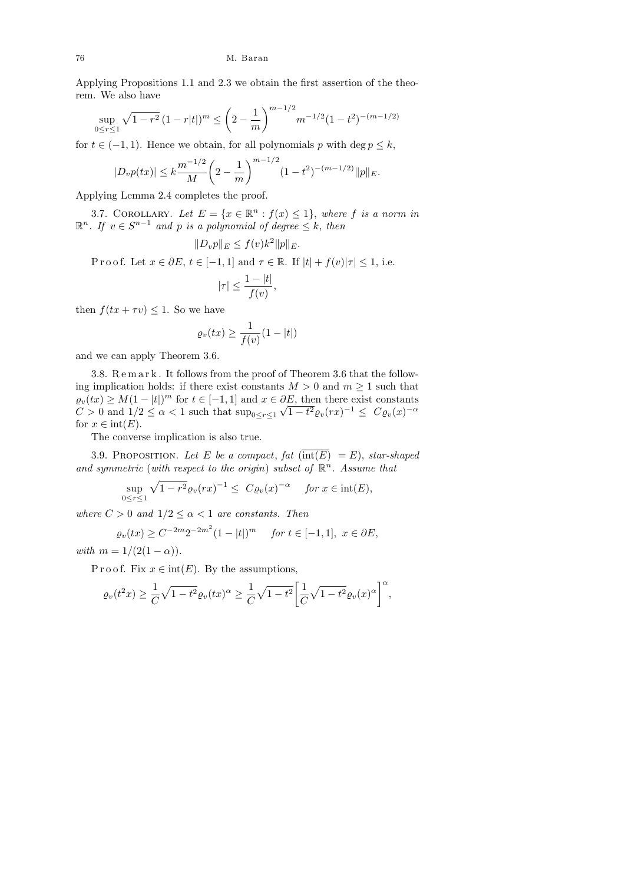Applying Propositions 1.1 and 2.3 we obtain the first assertion of the theorem. We also have

$$\sup_{0\le r\le 1}\sqrt{1-r^2}\,(1-r|t|)^m \le \left(2-\frac{1}{m}\right)^{m-1/2} m^{-1/2}(1-t^2)^{-(m-1/2)}$$

for $t\in(-1,1)$. Hence we obtain, for all polynomials $p$ with $\deg p\le k$,

$$|D_v p(tx)| \le k\frac{m^{-1/2}}{M}\left(2-\frac{1}{m}\right)^{m-1/2}(1-t^2)^{-(m-1/2)}\|p\|_E.$$

Applying Lemma 2.4 completes the proof.

3.7. Corollary. *Let $E=\{x\in\mathbb{R}^n : f(x)\le 1\}$, where $f$ is a norm in $\mathbb{R}^n$. If $v\in S^{n-1}$ and $p$ is a polynomial of degree $\le k$, then*

$$\|D_v p\|_E \le f(v)k^2\|p\|_E.$$

Proof. Let $x\in\partial E$, $t\in[-1,1]$ and $\tau\in\mathbb{R}$. If $|t|+f(v)|\tau|\le 1$, i.e.

$$|\tau|\le\frac{1-|t|}{f(v)},$$

then $f(tx+\tau v)\le 1$. So we have

$$\varrho_v(tx)\ge\frac{1}{f(v)}(1-|t|)$$

and we can apply Theorem 3.6.

3.8. Remark. It follows from the proof of Theorem 3.6 that the following implication holds: if there exist constants $M>0$ and $m\ge 1$ such that $\varrho_v(tx)\ge M(1-|t|)^m$ for $t\in[-1,1]$ and $x\in\partial E$, then there exist constants $C>0$ and $1/2\le\alpha<1$ such that $\sup_{0\le r\le 1}\sqrt{1-t^2}\varrho_v(rx)^{-1}\le C\varrho_v(x)^{-\alpha}$ for $x\in\operatorname{int}(E)$.

The converse implication is also true.

3.9. Proposition. *Let $E$ be a compact, fat ($\overline{\operatorname{int}(E)}=E$), star-shaped and symmetric (with respect to the origin) subset of $\mathbb{R}^n$. Assume that*

$$\sup_{0\le r\le 1}\sqrt{1-r^2}\varrho_v(rx)^{-1}\le C\varrho_v(x)^{-\alpha}\quad \textit{for } x\in\operatorname{int}(E),$$

*where $C>0$ and $1/2\le\alpha<1$ are constants. Then*

$$\varrho_v(tx)\ge C^{-2m}2^{-2m^2}(1-|t|)^m\quad \textit{for } t\in[-1,1],\ x\in\partial E,$$

*with $m=1/(2(1-\alpha))$.*

Proof. Fix $x\in\operatorname{int}(E)$. By the assumptions,

$$\varrho_v(t^2x)\ge\frac{1}{C}\sqrt{1-t^2}\varrho_v(tx)^\alpha\ge\frac{1}{C}\sqrt{1-t^2}\left[\frac{1}{C}\sqrt{1-t^2}\varrho_v(x)^\alpha\right]^\alpha,$$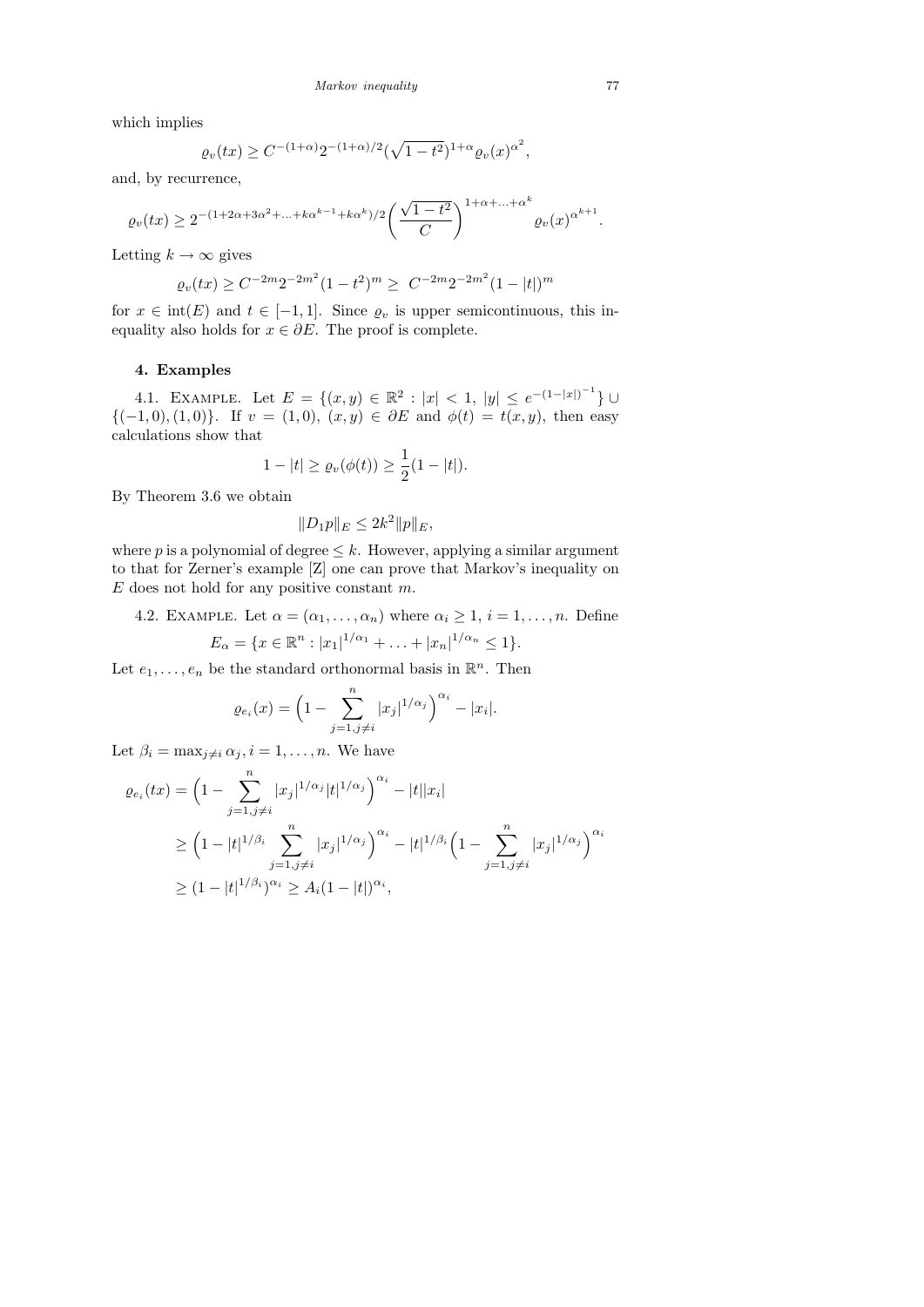which implies

$$\varrho_v(tx) \geq C^{-(1+\alpha)} 2^{-(1+\alpha)/2} (\sqrt{1-t^2})^{1+\alpha} \varrho_v(x)^{\alpha^2},$$

and, by recurrence,

$$\varrho_v(tx) \geq 2^{-(1+2\alpha+3\alpha^2+\ldots+k\alpha^{k-1}+k\alpha^k)/2} \left(\frac{\sqrt{1-t^2}}{C}\right)^{1+\alpha+\ldots+\alpha^k} \varrho_v(x)^{\alpha^{k+1}}.$$

Letting $k \to \infty$ gives

$$\varrho_v(tx) \geq C^{-2m} 2^{-2m^2} (1-t^2)^m \geq C^{-2m} 2^{-2m^2} (1-|t|)^m$$

for $x \in \operatorname{int}(E)$ and $t \in [-1,1]$. Since $\varrho_v$ is upper semicontinuous, this inequality also holds for $x \in \partial E$. The proof is complete.

## 4. Examples

4.1. Example. Let $E = \{(x,y) \in \mathbb{R}^2 : |x| < 1,\ |y| \leq e^{-(1-|x|)^{-1}}\} \cup \{(-1,0),(1,0)\}$. If $v = (1,0)$, $(x,y) \in \partial E$ and $\phi(t) = t(x,y)$, then easy calculations show that

$$1 - |t| \geq \varrho_v(\phi(t)) \geq \frac{1}{2}(1-|t|).$$

By Theorem 3.6 we obtain

$$\|D_1 p\|_E \leq 2k^2 \|p\|_E,$$

where $p$ is a polynomial of degree $\leq k$. However, applying a similar argument to that for Zerner's example [Z] one can prove that Markov's inequality on $E$ does not hold for any positive constant $m$.

4.2. Example. Let $\alpha = (\alpha_1, \ldots, \alpha_n)$ where $\alpha_i \geq 1$, $i = 1, \ldots, n$. Define

$$E_\alpha = \{x \in \mathbb{R}^n : |x_1|^{1/\alpha_1} + \ldots + |x_n|^{1/\alpha_n} \leq 1\}.$$

Let $e_1, \ldots, e_n$ be the standard orthonormal basis in $\mathbb{R}^n$. Then

$$\varrho_{e_i}(x) = \Big(1 - \sum_{j=1, j\neq i}^{n} |x_j|^{1/\alpha_j}\Big)^{\alpha_i} - |x_i|.$$

Let $\beta_i = \max_{j\neq i} \alpha_j$, $i = 1, \ldots, n$. We have

$$\begin{aligned}
\varrho_{e_i}(tx) &= \Big(1 - \sum_{j=1, j\neq i}^{n} |x_j|^{1/\alpha_j} |t|^{1/\alpha_j}\Big)^{\alpha_i} - |t||x_i| \\
&\geq \Big(1 - |t|^{1/\beta_i} \sum_{j=1, j\neq i}^{n} |x_j|^{1/\alpha_j}\Big)^{\alpha_i} - |t|^{1/\beta_i} \Big(1 - \sum_{j=1, j\neq i}^{n} |x_j|^{1/\alpha_j}\Big)^{\alpha_i} \\
&\geq (1 - |t|^{1/\beta_i})^{\alpha_i} \geq A_i (1-|t|)^{\alpha_i},
\end{aligned}$$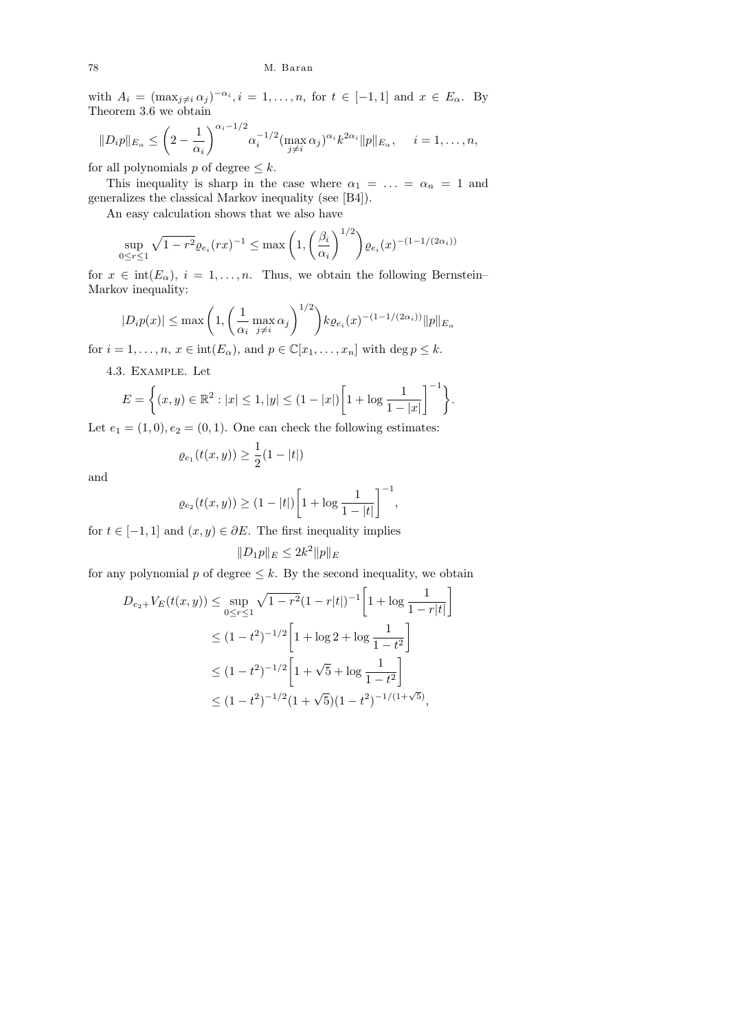with $A_i = (\max_{j\neq i} \alpha_j)^{-\alpha_i}, i = 1, \ldots, n$, for $t \in [-1,1]$ and $x \in E_\alpha$. By Theorem 3.6 we obtain

$$\|D_i p\|_{E_\alpha} \le \left(2 - \frac{1}{\alpha_i}\right)^{\alpha_i - 1/2} \alpha_i^{-1/2} (\max_{j\neq i} \alpha_j)^{\alpha_i} k^{2\alpha_i} \|p\|_{E_\alpha}, \quad i = 1, \ldots, n,$$

for all polynomials $p$ of degree $\le k$.

This inequality is sharp in the case where $\alpha_1 = \ldots = \alpha_n = 1$ and generalizes the classical Markov inequality (see [B4]).

An easy calculation shows that we also have

$$\sup_{0\le r\le 1} \sqrt{1-r^2}\varrho_{e_i}(rx)^{-1} \le \max\left(1, \left(\frac{\beta_i}{\alpha_i}\right)^{1/2}\right) \varrho_{e_i}(x)^{-(1-1/(2\alpha_i))}$$

for $x \in \operatorname{int}(E_\alpha)$, $i = 1, \ldots, n$. Thus, we obtain the following Bernstein–Markov inequality:

$$|D_i p(x)| \le \max\left(1, \left(\frac{1}{\alpha_i} \max_{j\neq i} \alpha_j\right)^{1/2}\right) k \varrho_{e_i}(x)^{-(1-1/(2\alpha_i))} \|p\|_{E_\alpha}$$

for $i = 1, \ldots, n$, $x \in \operatorname{int}(E_\alpha)$, and $p \in \mathbb{C}[x_1, \ldots, x_n]$ with $\deg p \le k$.

4.3. Example. Let

$$E = \left\{(x,y) \in \mathbb{R}^2 : |x| \le 1, |y| \le (1-|x|)\left[1 + \log\frac{1}{1-|x|}\right]^{-1}\right\}.$$

Let $e_1 = (1,0), e_2 = (0,1)$. One can check the following estimates:

$$\varrho_{e_1}(t(x,y)) \ge \frac{1}{2}(1-|t|)$$

and

$$\varrho_{e_2}(t(x,y)) \ge (1-|t|)\left[1 + \log\frac{1}{1-|t|}\right]^{-1},$$

for $t \in [-1,1]$ and $(x,y) \in \partial E$. The first inequality implies

$$\|D_1 p\|_E \le 2k^2 \|p\|_E$$

for any polynomial $p$ of degree $\le k$. By the second inequality, we obtain

$$\begin{aligned}
D_{e_2+} V_E(t(x,y)) &\le \sup_{0\le r\le 1} \sqrt{1-r^2}(1-r|t|)^{-1}\left[1 + \log\frac{1}{1-r|t|}\right] \\
&\le (1-t^2)^{-1/2}\left[1 + \log 2 + \log\frac{1}{1-t^2}\right] \\
&\le (1-t^2)^{-1/2}\left[1 + \sqrt{5} + \log\frac{1}{1-t^2}\right] \\
&\le (1-t^2)^{-1/2}(1+\sqrt{5})(1-t^2)^{-1/(1+\sqrt{5})},
\end{aligned}$$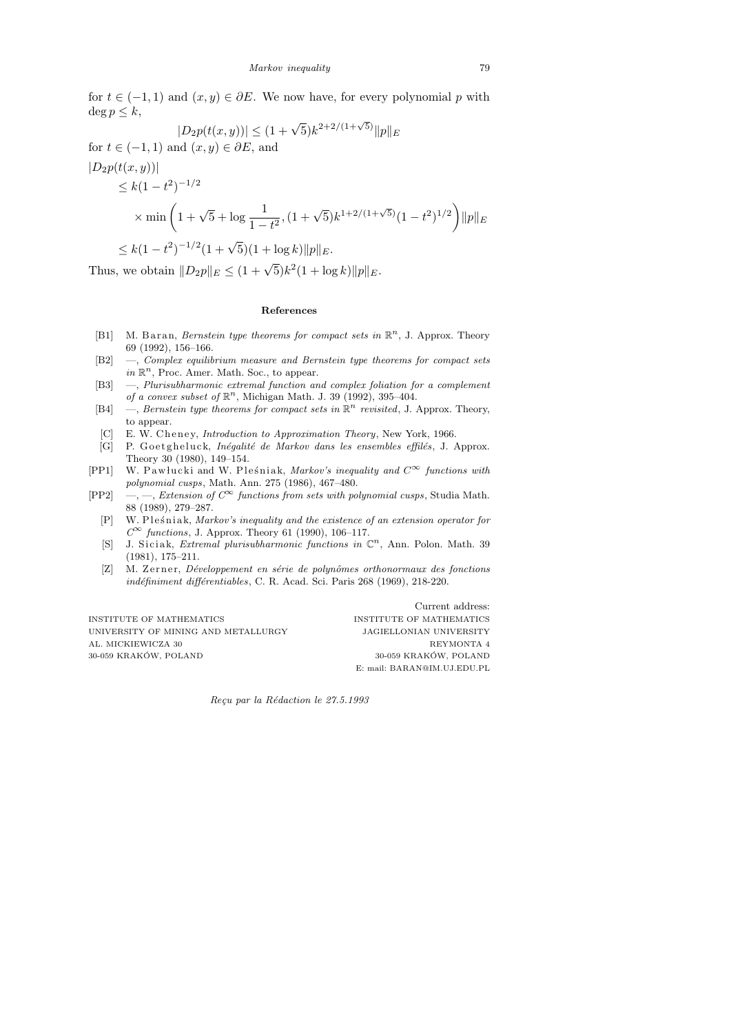for $t \in (-1, 1)$ and $(x, y) \in \partial E$. We now have, for every polynomial $p$ with $\deg p \leq k$,

$$|D_2 p(t(x, y))| \leq (1 + \sqrt{5})k^{2+2/(1+\sqrt{5})}\|p\|_E$$

for $t \in (-1, 1)$ and $(x, y) \in \partial E$, and

$$\begin{aligned}
&|D_2 p(t(x, y))| \\
&\quad \leq k(1 - t^2)^{-1/2} \\
&\qquad \times \min\left(1 + \sqrt{5} + \log\frac{1}{1 - t^2}, (1 + \sqrt{5})k^{1+2/(1+\sqrt{5})}(1 - t^2)^{1/2}\right)\|p\|_E \\
&\quad \leq k(1 - t^2)^{-1/2}(1 + \sqrt{5})(1 + \log k)\|p\|_E.
\end{aligned}$$

Thus, we obtain $\|D_2 p\|_E \leq (1 + \sqrt{5})k^2(1 + \log k)\|p\|_E$.

## References

[B1] M. Baran, *Bernstein type theorems for compact sets in* $\mathbb{R}^n$, J. Approx. Theory 69 (1992), 156–166.

[B2] —, *Complex equilibrium measure and Bernstein type theorems for compact sets in* $\mathbb{R}^n$, Proc. Amer. Math. Soc., to appear.

[B3] —, *Plurisubharmonic extremal function and complex foliation for a complement of a convex subset of* $\mathbb{R}^n$, Michigan Math. J. 39 (1992), 395–404.

[B4] —, *Bernstein type theorems for compact sets in* $\mathbb{R}^n$ *revisited*, J. Approx. Theory, to appear.

[C] E. W. Cheney, *Introduction to Approximation Theory*, New York, 1966.

[G] P. Goetgheluck, *Inégalité de Markov dans les ensembles effilés*, J. Approx. Theory 30 (1980), 149–154.

[PP1] W. Pawłucki and W. Pleśniak, *Markov's inequality and* $C^\infty$ *functions with polynomial cusps*, Math. Ann. 275 (1986), 467–480.

[PP2] —, —, *Extension of* $C^\infty$ *functions from sets with polynomial cusps*, Studia Math. 88 (1989), 279–287.

[P] W. Pleśniak, *Markov's inequality and the existence of an extension operator for* $C^\infty$ *functions*, J. Approx. Theory 61 (1990), 106–117.

[S] J. Siciak, *Extremal plurisubharmonic functions in* $\mathbb{C}^n$, Ann. Polon. Math. 39 (1981), 175–211.

[Z] M. Zerner, *Développement en série de polynômes orthonormaux des fonctions indéfiniment différentiables*, C. R. Acad. Sci. Paris 268 (1969), 218-220.

INSTITUTE OF MATHEMATICS
UNIVERSITY OF MINING AND METALLURGY
AL. MICKIEWICZA 30
30-059 KRAKÓW, POLAND

Current address:
INSTITUTE OF MATHEMATICS
JAGIELLONIAN UNIVERSITY
REYMONTA 4
30-059 KRAKÓW, POLAND
E: mail: BARAN@IM.UJ.EDU.PL

*Reçu par la Rédaction le 27.5.1993*